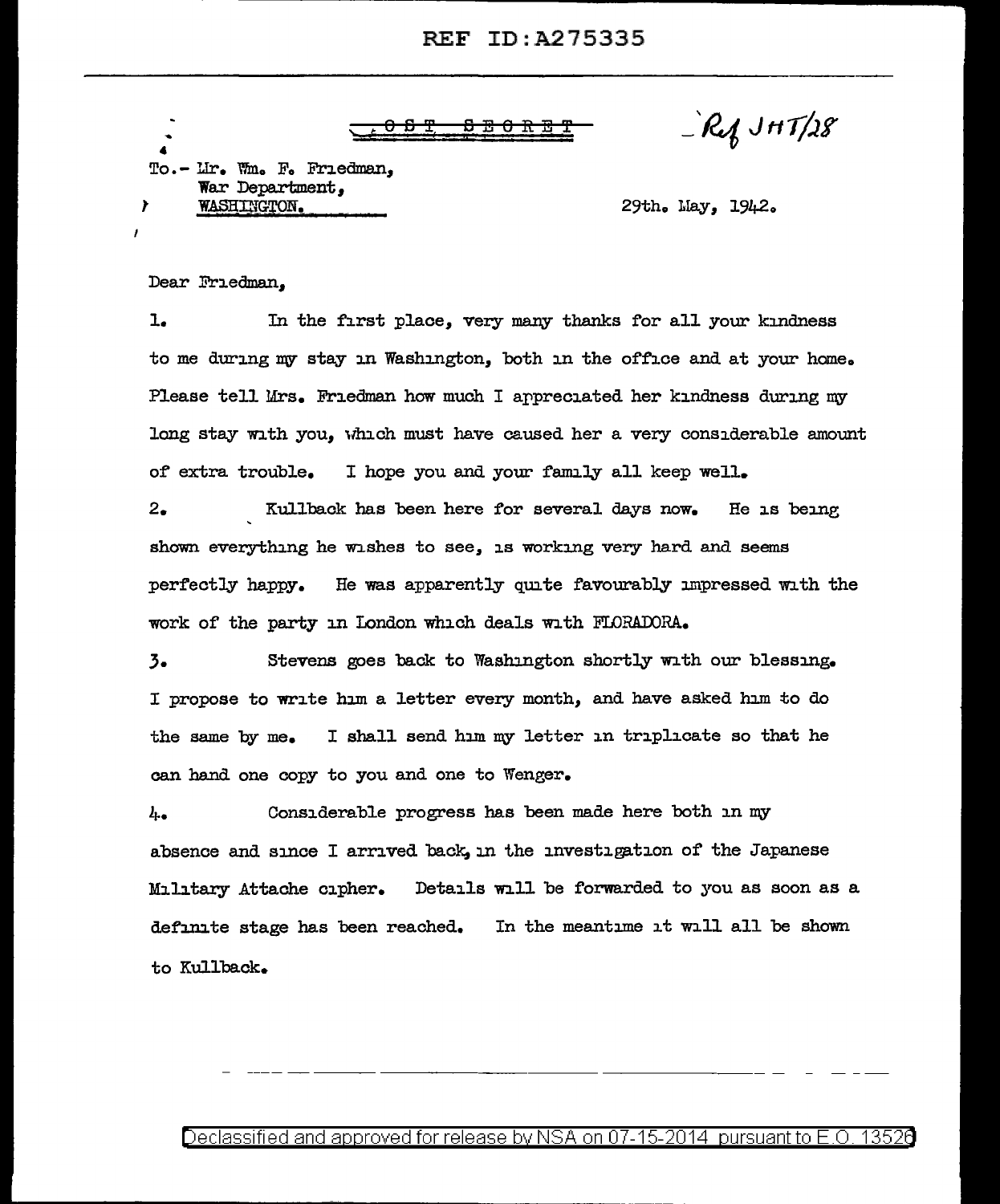TOP SECRET

-Ref JHT/28

To.- Mr. Wm. F. Friedman,
War Department,
WASHINGTON.

29th. May, 1942.

Dear Friedman,

1. In the first place, very many thanks for all your kindness to me during my stay in Washington, both in the office and at your home. Please tell Mrs. Friedman how much I appreciated her kindness during my long stay with you, which must have caused her a very considerable amount of extra trouble. I hope you and your family all keep well.

2. Kullback has been here for several days now. He is being shown everything he wishes to see, is working very hard and seems perfectly happy. He was apparently quite favourably impressed with the work of the party in London which deals with FLORADORA.

3. Stevens goes back to Washington shortly with our blessing. I propose to write him a letter every month, and have asked him to do the same by me. I shall send him my letter in triplicate so that he can hand one copy to you and one to Wenger.

4. Considerable progress has been made here both in my absence and since I arrived back, in the investigation of the Japanese Military Attache cipher. Details will be forwarded to you as soon as a definite stage has been reached. In the meantime it will all be shown to Kullback.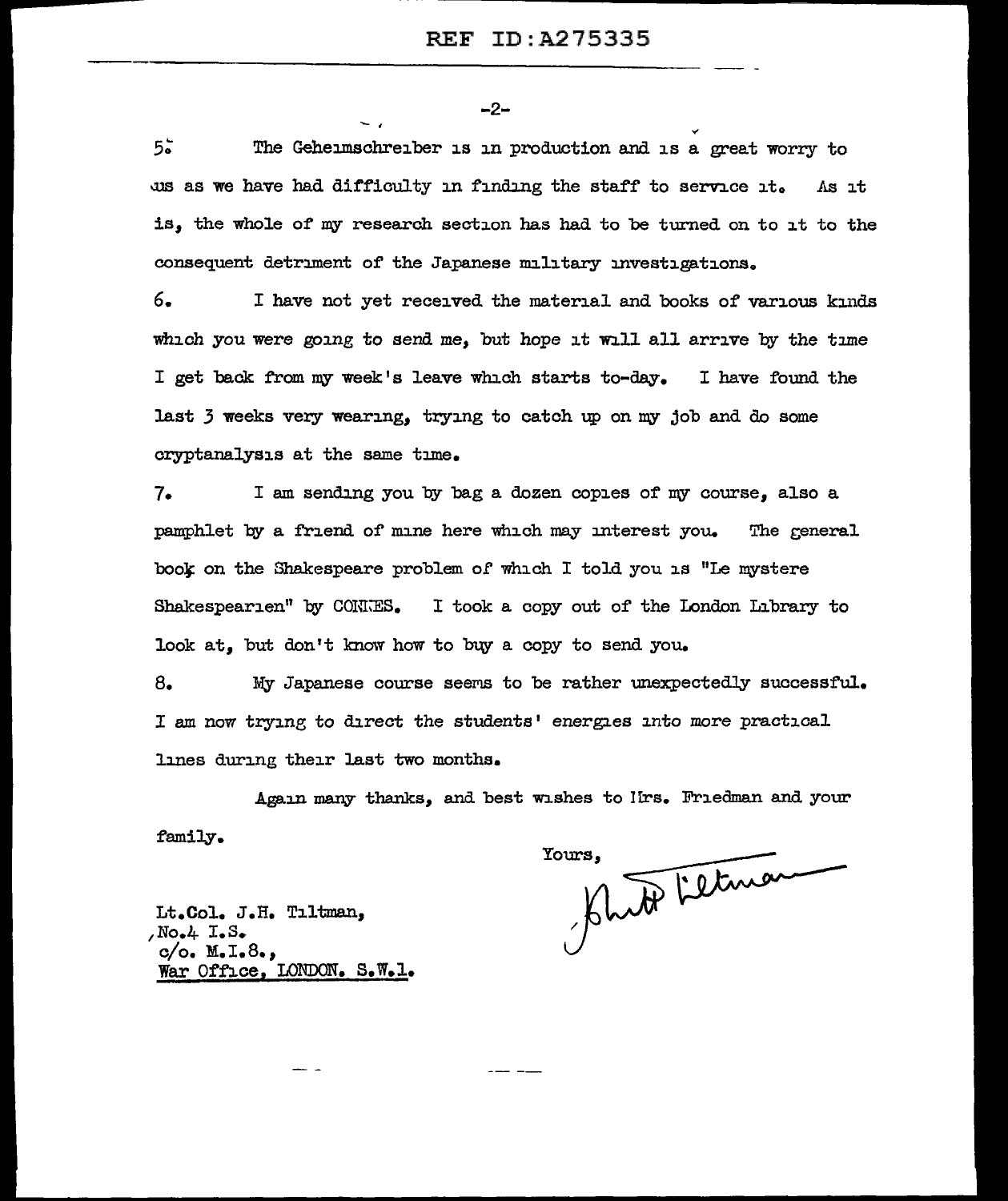5. The Geheimschreiber is in production and is a great worry to us as we have had difficulty in finding the staff to service it. As it is, the whole of my research section has had to be turned on to it to the consequent detriment of the Japanese military investigations.

6. I have not yet received the material and books of various kinds which you were going to send me, but hope it will all arrive by the time I get back from my week's leave which starts to-day. I have found the last 3 weeks very wearing, trying to catch up on my job and do some cryptanalysis at the same time.

7. I am sending you by bag a dozen copies of my course, also a pamphlet by a friend of mine here which may interest you. The general book on the Shakespeare problem of which I told you is "Le mystere Shakespearien" by CONNES. I took a copy out of the London Library to look at, but don't know how to buy a copy to send you.

8. My Japanese course seems to be rather unexpectedly successful. I am now trying to direct the students' energies into more practical lines during their last two months.

Again many thanks, and best wishes to Mrs. Friedman and your family.

Yours,

Brig Tiltman

Lt.Col. J.H. Tiltman,
No.4 I.S.
c/o. M.I.8.,
War Office, LONDON. S.W.1.